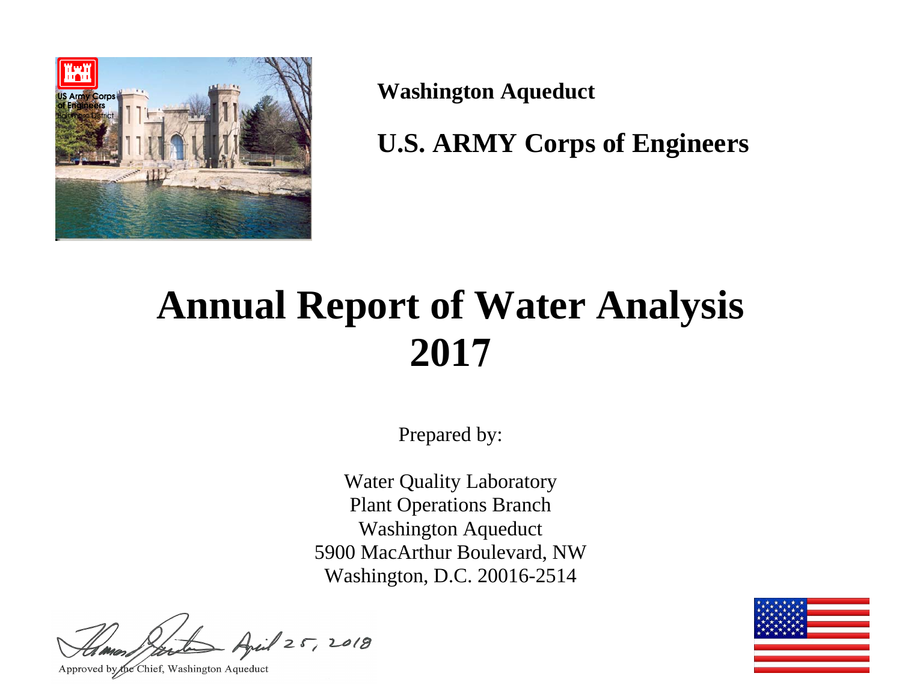**Washington Aqueduct**

**U.S. ARMY Corps of Engineers**

# Annual Report of Water Analysis 2017

Prepared by:

Water Quality Laboratory
Plant Operations Branch
Washington Aqueduct
5900 MacArthur Boulevard, NW
Washington, D.C. 20016-2514

April 25, 2018

Approved by the Chief, Washington Aqueduct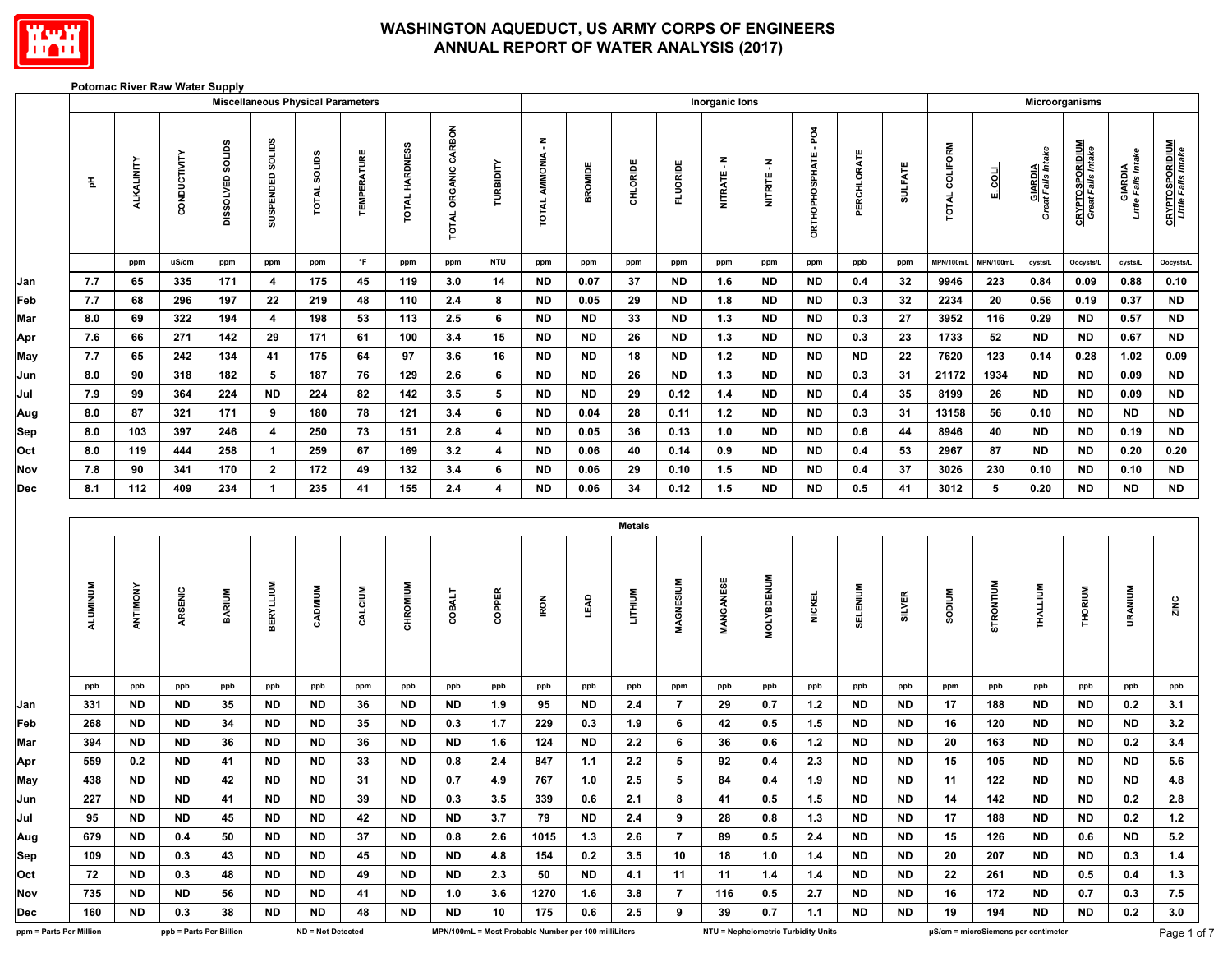# WASHINGTON AQUEDUCT, US ARMY CORPS OF ENGINEERS
## ANNUAL REPORT OF WATER ANALYSIS (2017)

**Potomac River Raw Water Supply**

| | Miscellaneous Physical Parameters | | | | | | | | | | Inorganic Ions | | | | | | | | | Microorganisms | | | | | |
|---|---|---|---|---|---|---|---|---|---|---|---|---|---|---|---|---|---|---|---|---|---|---|---|---|---|
| | pH | ALKALINITY | CONDUCTIVITY | DISSOLVED SOLIDS | SUSPENDED SOLIDS | TOTAL SOLIDS | TEMPERATURE | TOTAL HARDNESS | TOTAL ORGANIC CARBON | TURBIDITY | TOTAL AMMONIA - N | BROMIDE | CHLORIDE | FLUORIDE | NITRATE - N | NITRITE - N | ORTHOPHOSPHATE - PO4 | PERCHLORATE | SULFATE | TOTAL COLIFORM | E. COLI | GIARDIA *Great Falls Intake* | CRYPTOSPORIDIUM *Great Falls Intake* | GIARDIA *Little Falls Intake* | CRYPTOSPORIDIUM *Little Falls Intake* |
| | | ppm | uS/cm | ppm | ppm | ppm | °F | ppm | ppm | NTU | ppm | ppm | ppm | ppm | ppm | ppm | ppm | ppb | ppm | MPN/100mL | MPN/100mL | cysts/L | Oocysts/L | cysts/L | Oocysts/L |
| Jan | 7.7 | 65 | 335 | 171 | 4 | 175 | 45 | 119 | 3.0 | 14 | ND | 0.07 | 37 | ND | 1.6 | ND | ND | 0.4 | 32 | 9946 | 223 | 0.84 | 0.09 | 0.88 | 0.10 |
| Feb | 7.7 | 68 | 296 | 197 | 22 | 219 | 48 | 110 | 2.4 | 8 | ND | 0.05 | 29 | ND | 1.8 | ND | ND | 0.3 | 32 | 2234 | 20 | 0.56 | 0.19 | 0.37 | ND |
| Mar | 8.0 | 69 | 322 | 194 | 4 | 198 | 53 | 113 | 2.5 | 6 | ND | ND | 33 | ND | 1.3 | ND | ND | 0.3 | 27 | 3952 | 116 | 0.29 | ND | 0.57 | ND |
| Apr | 7.6 | 66 | 271 | 142 | 29 | 171 | 61 | 100 | 3.4 | 15 | ND | ND | 26 | ND | 1.3 | ND | ND | 0.3 | 23 | 1733 | 52 | ND | ND | 0.67 | ND |
| May | 7.7 | 65 | 242 | 134 | 41 | 175 | 64 | 97 | 3.6 | 16 | ND | ND | 18 | ND | 1.2 | ND | ND | ND | 22 | 7620 | 123 | 0.14 | 0.28 | 1.02 | 0.09 |
| Jun | 8.0 | 90 | 318 | 182 | 5 | 187 | 76 | 129 | 2.6 | 6 | ND | ND | 26 | ND | 1.3 | ND | ND | 0.3 | 31 | 21172 | 1934 | ND | ND | 0.09 | ND |
| Jul | 7.9 | 99 | 364 | 224 | ND | 224 | 82 | 142 | 3.5 | 5 | ND | ND | 29 | 0.12 | 1.4 | ND | ND | 0.4 | 35 | 8199 | 26 | ND | ND | 0.09 | ND |
| Aug | 8.0 | 87 | 321 | 171 | 9 | 180 | 78 | 121 | 3.4 | 6 | ND | 0.04 | 28 | 0.11 | 1.2 | ND | ND | 0.3 | 31 | 13158 | 56 | 0.10 | ND | ND | ND |
| Sep | 8.0 | 103 | 397 | 246 | 4 | 250 | 73 | 151 | 2.8 | 4 | ND | 0.05 | 36 | 0.13 | 1.0 | ND | ND | 0.6 | 44 | 8946 | 40 | ND | ND | 0.19 | ND |
| Oct | 8.0 | 119 | 444 | 258 | 1 | 259 | 67 | 169 | 3.2 | 4 | ND | 0.06 | 40 | 0.14 | 0.9 | ND | ND | 0.4 | 53 | 2967 | 87 | ND | ND | 0.20 | 0.20 |
| Nov | 7.8 | 90 | 341 | 170 | 2 | 172 | 49 | 132 | 3.4 | 6 | ND | 0.06 | 29 | 0.10 | 1.5 | ND | ND | 0.4 | 37 | 3026 | 230 | 0.10 | ND | 0.10 | ND |
| Dec | 8.1 | 112 | 409 | 234 | 1 | 235 | 41 | 155 | 2.4 | 4 | ND | 0.06 | 34 | 0.12 | 1.5 | ND | ND | 0.5 | 41 | 3012 | 5 | 0.20 | ND | ND | ND |

| | Metals | | | | | | | | | | | | | | | | | | | | | | | | |
|---|---|---|---|---|---|---|---|---|---|---|---|---|---|---|---|---|---|---|---|---|---|---|---|---|---|
| | ALUMINUM | ANTIMONY | ARSENIC | BARIUM | BERYLLIUM | CADMIUM | CALCIUM | CHROMIUM | COBALT | COPPER | IRON | LEAD | LITHIUM | MAGNESIUM | MANGANESE | MOLYBDENUM | NICKEL | SELENIUM | SILVER | SODIUM | STRONTIUM | THALLIUM | THORIUM | URANIUM | ZINC |
| | ppb | ppb | ppb | ppb | ppb | ppb | ppm | ppb | ppb | ppb | ppb | ppb | ppb | ppm | ppb | ppb | ppb | ppb | ppb | ppm | ppb | ppb | ppb | ppb | ppb |
| Jan | 331 | ND | ND | 35 | ND | ND | 36 | ND | ND | 1.9 | 95 | ND | 2.4 | 7 | 29 | 0.7 | 1.2 | ND | ND | 17 | 188 | ND | ND | 0.2 | 3.1 |
| Feb | 268 | ND | ND | 34 | ND | ND | 35 | ND | 0.3 | 1.7 | 229 | 0.3 | 1.9 | 6 | 42 | 0.5 | 1.5 | ND | ND | 16 | 120 | ND | ND | ND | 3.2 |
| Mar | 394 | ND | ND | 36 | ND | ND | 36 | ND | ND | 1.6 | 124 | ND | 2.2 | 6 | 36 | 0.6 | 1.2 | ND | ND | 20 | 163 | ND | ND | 0.2 | 3.4 |
| Apr | 559 | 0.2 | ND | 41 | ND | ND | 33 | ND | 0.8 | 2.4 | 847 | 1.1 | 2.2 | 5 | 92 | 0.4 | 2.3 | ND | ND | 15 | 105 | ND | ND | 0.2 | 5.6 |
| May | 438 | ND | ND | 42 | ND | ND | 31 | ND | 0.7 | 4.9 | 767 | 1.0 | 2.5 | 5 | 84 | 0.4 | 1.9 | ND | ND | 11 | 122 | ND | ND | ND | 4.8 |
| Jun | 227 | ND | ND | 41 | ND | ND | 39 | ND | 0.3 | 3.5 | 339 | 0.6 | 2.1 | 8 | 41 | 0.5 | 1.5 | ND | ND | 14 | 142 | ND | ND | 0.2 | 2.8 |
| Jul | 95 | ND | ND | 45 | ND | ND | 42 | ND | ND | 3.7 | 79 | ND | 2.4 | 9 | 28 | 0.8 | 1.3 | ND | ND | 17 | 188 | ND | ND | 0.2 | 1.2 |
| Aug | 679 | ND | 0.4 | 50 | ND | ND | 37 | ND | 0.8 | 2.6 | 1015 | 1.3 | 2.6 | 7 | 89 | 0.5 | 2.4 | ND | ND | 15 | 126 | ND | 0.6 | ND | 5.2 |
| Sep | 109 | ND | 0.3 | 43 | ND | ND | 45 | ND | ND | 4.8 | 154 | 0.2 | 3.5 | 10 | 18 | 1.0 | 1.4 | ND | ND | 20 | 207 | ND | ND | 0.3 | 1.4 |
| Oct | 72 | ND | 0.3 | 48 | ND | ND | 49 | ND | ND | 2.3 | 50 | ND | 4.1 | 11 | 11 | 1.4 | 1.4 | ND | ND | 22 | 261 | ND | 0.5 | 0.4 | 1.3 |
| Nov | 735 | ND | ND | 56 | ND | ND | 41 | ND | 1.0 | 3.6 | 1270 | 1.6 | 3.8 | 7 | 116 | 0.5 | 2.7 | ND | ND | 16 | 172 | ND | 0.7 | 0.3 | 7.5 |
| Dec | 160 | ND | 0.3 | 38 | ND | ND | 48 | ND | ND | 10 | 175 | 0.6 | 2.5 | 9 | 39 | 0.7 | 1.1 | ND | ND | 19 | 194 | ND | ND | 0.2 | 3.0 |

ppm = Parts Per Million   ppb = Parts Per Billion   ND = Not Detected   MPN/100mL = Most Probable Number per 100 milliLiters   NTU = Nephelometric Turbidity Units   µS/cm = microSiemens per centimeter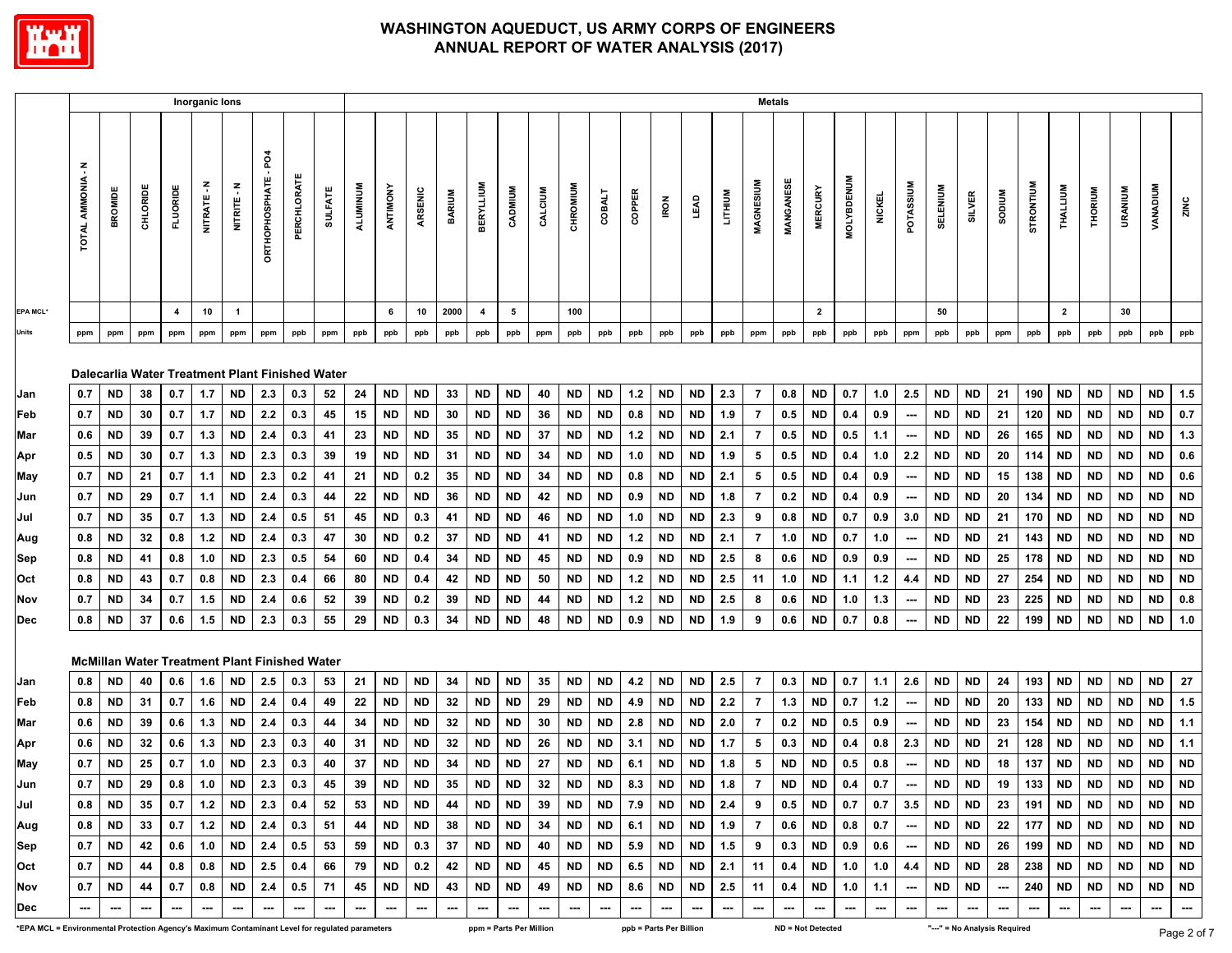# WASHINGTON AQUEDUCT, US ARMY CORPS OF ENGINEERS
## ANNUAL REPORT OF WATER ANALYSIS (2017)

| | Inorganic Ions | | | | | | | | | Metals | | | | | | | | | | | | | | | | | | | | | | | | | | | | | |
|---|---|---|---|---|---|---|---|---|---|---|---|---|---|---|---|---|---|---|---|---|---|---|---|---|---|---|---|---|---|---|---|---|---|---|---|---|---|---|---|
| | TOTAL AMMONIA - N | BROMIDE | CHLORIDE | FLUORIDE | NITRATE - N | NITRITE - N | ORTHOPHOSPHATE - PO4 | PERCHLORATE | SULFATE | ALUMINUM | ANTIMONY | ARSENIC | BARIUM | BERYLLIUM | CADMIUM | CALCIUM | CHROMIUM | COBALT | COPPER | IRON | LEAD | LITHIUM | MAGNESIUM | MANGANESE | MERCURY | MOLYBDENUM | NICKEL | POTASSIUM | SELENIUM | SILVER | SODIUM | STRONTIUM | THALLIUM | THORIUM | URANIUM | VANADIUM | ZINC |
| EPA MCL* | | | | 4 | 10 | 1 | | | | | 6 | 10 | 2000 | 4 | 5 | | 100 | | | | | | | | 2 | | | | 50 | | | | 2 | | 30 | | |
| Units | ppm | ppm | ppm | ppm | ppm | ppm | ppm | ppb | ppm | ppb | ppb | ppb | ppb | ppb | ppb | ppm | ppb | ppb | ppb | ppb | ppb | ppb | ppm | ppb | ppb | ppb | ppb | ppm | ppb | ppb | ppm | ppb | ppb | ppb | ppb | ppb | ppb |
| **Dalecarlia Water Treatment Plant Finished Water** | | | | | | | | | | | | | | | | | | | | | | | | | | | | | | | | | | | | | |
| Jan | 0.7 | ND | 38 | 0.7 | 1.7 | ND | 2.3 | 0.3 | 52 | 24 | ND | ND | 33 | ND | ND | 40 | ND | ND | 1.2 | ND | ND | 2.3 | 7 | 0.8 | ND | 0.7 | 1.0 | 2.5 | ND | ND | 21 | 190 | ND | ND | ND | ND | 1.5 |
| Feb | 0.7 | ND | 30 | 0.7 | 1.7 | ND | 2.2 | 0.3 | 45 | 15 | ND | ND | 30 | ND | ND | 36 | ND | ND | 0.8 | ND | ND | 1.9 | 7 | 0.5 | ND | 0.4 | 0.9 | --- | ND | ND | 21 | 120 | ND | ND | ND | ND | 0.7 |
| Mar | 0.6 | ND | 39 | 0.7 | 1.3 | ND | 2.4 | 0.3 | 41 | 23 | ND | ND | 35 | ND | ND | 37 | ND | ND | 1.2 | ND | ND | 2.1 | 7 | 0.5 | ND | 0.5 | 1.1 | --- | ND | ND | 26 | 165 | ND | ND | ND | ND | 1.3 |
| Apr | 0.5 | ND | 30 | 0.7 | 1.3 | ND | 2.3 | 0.3 | 39 | 19 | ND | ND | 31 | ND | ND | 34 | ND | ND | 1.0 | ND | ND | 1.9 | 5 | 0.5 | ND | 0.4 | 1.0 | 2.2 | ND | ND | 20 | 114 | ND | ND | ND | ND | 0.6 |
| May | 0.7 | ND | 21 | 0.7 | 1.1 | ND | 2.3 | 0.2 | 41 | 21 | ND | 0.2 | 35 | ND | ND | 34 | ND | ND | 0.8 | ND | ND | 2.1 | 5 | 0.5 | ND | 0.4 | 0.9 | --- | ND | ND | 15 | 138 | ND | ND | ND | ND | 0.6 |
| Jun | 0.7 | ND | 29 | 0.7 | 1.1 | ND | 2.4 | 0.3 | 44 | 22 | ND | ND | 36 | ND | ND | 42 | ND | ND | 0.9 | ND | ND | 1.8 | 7 | 0.2 | ND | 0.4 | 0.9 | --- | ND | ND | 20 | 134 | ND | ND | ND | ND | ND |
| Jul | 0.7 | ND | 35 | 0.7 | 1.3 | ND | 2.4 | 0.5 | 51 | 45 | ND | 0.3 | 41 | ND | ND | 46 | ND | ND | 1.0 | ND | ND | 2.3 | 9 | 0.8 | ND | 0.7 | 0.9 | 3.0 | ND | ND | 21 | 170 | ND | ND | ND | ND | ND |
| Aug | 0.8 | ND | 32 | 0.8 | 1.2 | ND | 2.4 | 0.3 | 47 | 30 | ND | 0.2 | 37 | ND | ND | 41 | ND | ND | 1.2 | ND | ND | 2.1 | 7 | 1.0 | ND | 0.7 | 1.0 | --- | ND | ND | 21 | 143 | ND | ND | ND | ND | ND |
| Sep | 0.8 | ND | 41 | 0.8 | 1.0 | ND | 2.3 | 0.5 | 54 | 60 | ND | 0.4 | 34 | ND | ND | 45 | ND | ND | 0.9 | ND | ND | 2.5 | 8 | 0.6 | ND | 0.9 | 0.9 | --- | ND | ND | 25 | 178 | ND | ND | ND | ND | ND |
| Oct | 0.8 | ND | 43 | 0.7 | 0.8 | ND | 2.3 | 0.4 | 66 | 80 | ND | 0.4 | 42 | ND | ND | 50 | ND | ND | 1.2 | ND | ND | 2.5 | 11 | 1.0 | ND | 1.1 | 1.2 | 4.4 | ND | ND | 27 | 254 | ND | ND | ND | ND | ND |
| Nov | 0.7 | ND | 34 | 0.7 | 1.5 | ND | 2.4 | 0.6 | 52 | 39 | ND | 0.2 | 39 | ND | ND | 44 | ND | ND | 1.2 | ND | ND | 2.5 | 8 | 0.6 | ND | 1.0 | 1.3 | --- | ND | ND | 23 | 225 | ND | ND | ND | ND | 0.8 |
| Dec | 0.8 | ND | 37 | 0.6 | 1.5 | ND | 2.3 | 0.3 | 55 | 29 | ND | 0.3 | 34 | ND | ND | 48 | ND | ND | 0.9 | ND | ND | 1.9 | 9 | 0.6 | ND | 0.7 | 0.8 | --- | ND | ND | 22 | 199 | ND | ND | ND | ND | 1.0 |
| **McMillan Water Treatment Plant Finished Water** | | | | | | | | | | | | | | | | | | | | | | | | | | | | | | | | | | | | | |
| Jan | 0.8 | ND | 40 | 0.6 | 1.6 | ND | 2.5 | 0.3 | 53 | 21 | ND | ND | 34 | ND | ND | 35 | ND | ND | 4.2 | ND | ND | 2.5 | 7 | 0.3 | ND | 0.7 | 1.1 | 2.6 | ND | ND | 24 | 193 | ND | ND | ND | ND | 27 |
| Feb | 0.8 | ND | 31 | 0.7 | 1.6 | ND | 2.4 | 0.4 | 49 | 22 | ND | ND | 32 | ND | ND | 29 | ND | ND | 4.9 | ND | ND | 2.2 | 7 | 1.3 | ND | 0.7 | 1.2 | --- | ND | ND | 20 | 133 | ND | ND | ND | ND | 1.5 |
| Mar | 0.6 | ND | 39 | 0.6 | 1.3 | ND | 2.4 | 0.3 | 44 | 34 | ND | ND | 32 | ND | ND | 30 | ND | ND | 2.8 | ND | ND | 2.0 | 7 | 0.2 | ND | 0.5 | 0.9 | --- | ND | ND | 23 | 154 | ND | ND | ND | ND | 1.1 |
| Apr | 0.6 | ND | 32 | 0.6 | 1.3 | ND | 2.3 | 0.3 | 40 | 31 | ND | ND | 32 | ND | ND | 26 | ND | ND | 3.1 | ND | ND | 1.7 | 5 | 0.3 | ND | 0.4 | 0.8 | 2.3 | ND | ND | 21 | 128 | ND | ND | ND | ND | 1.1 |
| May | 0.7 | ND | 25 | 0.7 | 1.0 | ND | 2.3 | 0.3 | 40 | 37 | ND | ND | 34 | ND | ND | 27 | ND | ND | 6.1 | ND | ND | 1.8 | 5 | ND | ND | 0.5 | 0.8 | --- | ND | ND | 18 | 137 | ND | ND | ND | ND | ND |
| Jun | 0.7 | ND | 29 | 0.8 | 1.0 | ND | 2.3 | 0.3 | 45 | 39 | ND | ND | 35 | ND | ND | 32 | ND | ND | 8.3 | ND | ND | 1.8 | 7 | ND | ND | 0.4 | 0.7 | --- | ND | ND | 19 | 133 | ND | ND | ND | ND | ND |
| Jul | 0.8 | ND | 35 | 0.7 | 1.2 | ND | 2.3 | 0.4 | 52 | 53 | ND | ND | 44 | ND | ND | 39 | ND | ND | 7.9 | ND | ND | 2.4 | 9 | 0.5 | ND | 0.7 | 0.7 | 3.5 | ND | ND | 23 | 191 | ND | ND | ND | ND | ND |
| Aug | 0.8 | ND | 33 | 0.7 | 1.2 | ND | 2.4 | 0.3 | 51 | 44 | ND | ND | 38 | ND | ND | 34 | ND | ND | 6.1 | ND | ND | 1.9 | 7 | 0.6 | ND | 0.8 | 0.7 | --- | ND | ND | 22 | 177 | ND | ND | ND | ND | ND |
| Sep | 0.7 | ND | 42 | 0.6 | 1.0 | ND | 2.4 | 0.5 | 53 | 59 | ND | 0.3 | 37 | ND | ND | 40 | ND | ND | 5.9 | ND | ND | 1.5 | 9 | 0.3 | ND | 0.9 | 0.6 | --- | ND | ND | 26 | 199 | ND | ND | ND | ND | ND |
| Oct | 0.7 | ND | 44 | 0.8 | 0.8 | ND | 2.5 | 0.4 | 66 | 79 | ND | 0.2 | 42 | ND | ND | 45 | ND | ND | 6.5 | ND | ND | 2.1 | 11 | 0.4 | ND | 1.0 | 1.0 | 4.4 | ND | ND | 28 | 238 | ND | ND | ND | ND | ND |
| Nov | 0.7 | ND | 44 | 0.7 | 0.8 | ND | 2.4 | 0.5 | 71 | 45 | ND | ND | 43 | ND | ND | 49 | ND | ND | 8.6 | ND | ND | 2.5 | 11 | 0.4 | ND | 1.0 | 1.1 | --- | ND | ND | --- | 240 | ND | ND | ND | ND | ND |
| Dec | --- | --- | --- | --- | --- | --- | --- | --- | --- | --- | --- | --- | --- | --- | --- | --- | --- | --- | --- | --- | --- | --- | --- | --- | --- | --- | --- | --- | --- | --- | --- | --- | --- | --- | --- | --- | --- |

*EPA MCL = Environmental Protection Agency's Maximum Contaminant Level for regulated parameters ppm = Parts Per Million ppb = Parts Per Billion ND = Not Detected "---" = No Analysis Required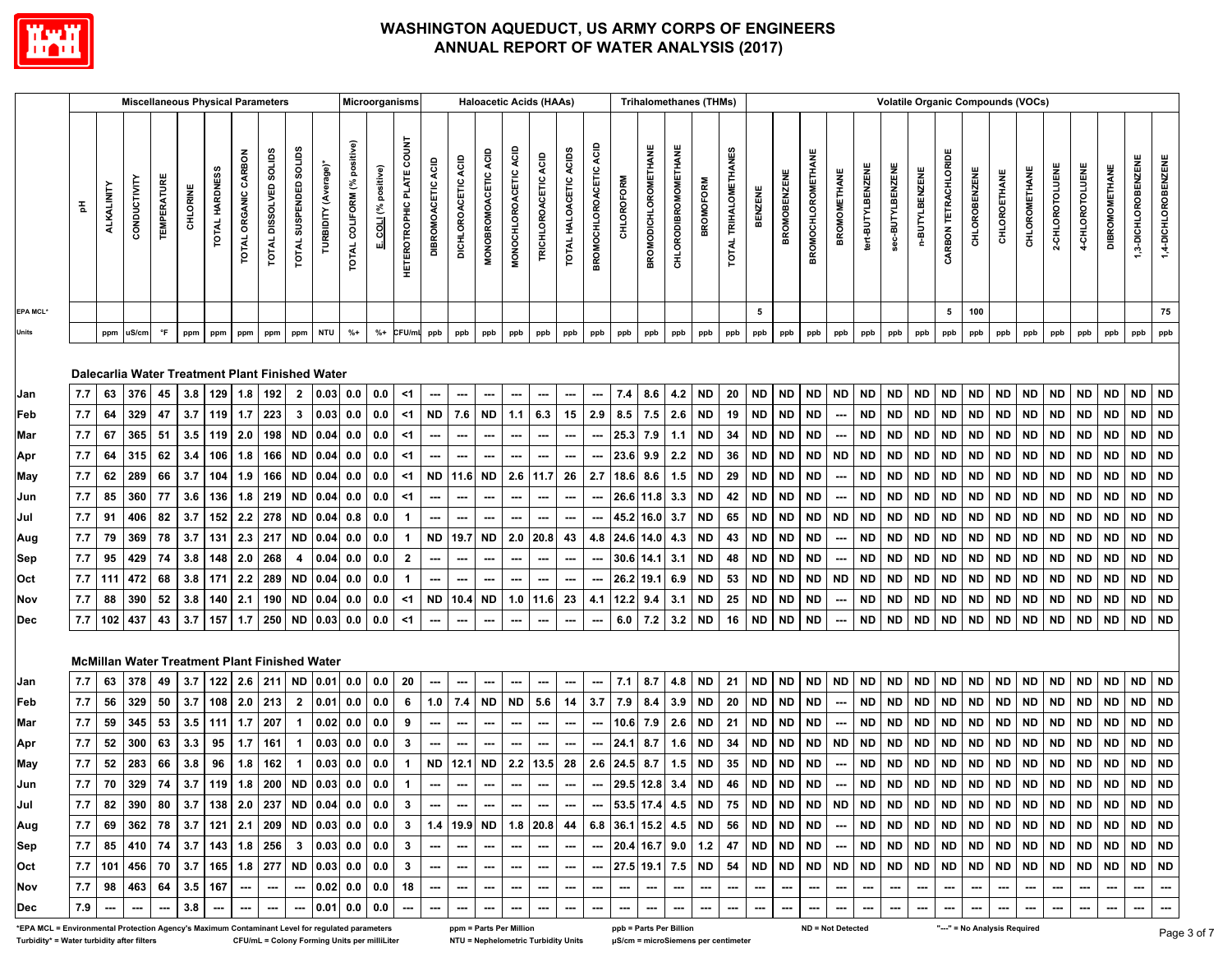# WASHINGTON AQUEDUCT, US ARMY CORPS OF ENGINEERS
# ANNUAL REPORT OF WATER ANALYSIS (2017)

| | Miscellaneous Physical Parameters | | | | | | | | | | Microorganisms | | | Haloacetic Acids (HAAs) | | | | | | | Trihalomethanes (THMs) | | | | | Volatile Organic Compounds (VOCs) | | | | | | | | | | | | | | | | | |
|---|---|---|---|---|---|---|---|---|---|---|---|---|---|---|---|---|---|---|---|---|---|---|---|---|---|---|---|---|---|---|---|---|---|---|---|---|---|---|---|---|---|---|---|
| | pH | ALKALINITY | CONDUCTIVITY | TEMPERATURE | CHLORINE | TOTAL HARDNESS | TOTAL ORGANIC CARBON | TOTAL DISSOLVED SOLIDS | TOTAL SUSPENDED SOLIDS | TURBIDITY (Average)* | TOTAL COLIFORM (% positive) | E. COLI (% positive) | HETEROTROPHIC PLATE COUNT | DIBROMOACETIC ACID | DICHLOROACETIC ACID | MONOBROMOACETIC ACID | MONOCHLOROACETIC ACID | TRICHLOROACETIC ACID | TOTAL HALOACETIC ACIDS | BROMOCHLOROACETIC ACID | CHLOROFORM | BROMODICHLOROMETHANE | CHLORODIBROMOMETHANE | BROMOFORM | TOTAL TRIHALOMETHANES | BENZENE | BROMOBENZENE | BROMOCHLOROMETHANE | BROMOMETHANE | tert-BUTYLBENZENE | sec-BUTYLBENZENE | n-BUTYLBENZENE | CARBON TETRACHLORIDE | CHLOROBENZENE | CHLOROETHANE | CHLOROMETHANE | 2-CHLOROTOLUENE | 4-CHLOROTOLUENE | DIBROMOMETHANE | 1,3-DICHLOROBENZENE | 1,4-DICHLOROBENZENE |
| EPA MCL* | | | | | | | | | | | | | | | | | | | | | | | | | | 5 | | | | | | | 5 | 100 | | | | | | | 75 |
| Units | | ppm | uS/cm | °F | ppm | ppm | ppm | ppm | ppm | NTU | %+ | %+ | CFU/mL | ppb | ppb | ppb | ppb | ppb | ppb | ppb | ppb | ppb | ppb | ppb | ppb | ppb | ppb | ppb | ppb | ppb | ppb | ppb | ppb | ppb | ppb | ppb | ppb | ppb | ppb | ppb | ppb |
| **Dalecarlia Water Treatment Plant Finished Water** | | | | | | | | | | | | | | | | | | | | | | | | | | | | | | | | | | | | | | | | | |
| Jan | 7.7 | 63 | 376 | 45 | 3.8 | 129 | 1.8 | 192 | 2 | 0.03 | 0.0 | 0.0 | <1 | --- | --- | --- | --- | --- | --- | --- | 7.4 | 8.6 | 4.2 | ND | 20 | ND | ND | ND | ND | ND | ND | ND | ND | ND | ND | ND | ND | ND | ND | ND | ND |
| Feb | 7.7 | 64 | 329 | 47 | 3.7 | 119 | 1.7 | 223 | 3 | 0.03 | 0.0 | 0.0 | <1 | ND | 7.6 | ND | 1.1 | 6.3 | 15 | 2.9 | 8.5 | 7.5 | 2.6 | ND | 19 | ND | ND | ND | --- | ND | ND | ND | ND | ND | ND | ND | ND | ND | ND | ND | ND |
| Mar | 7.7 | 67 | 365 | 51 | 3.5 | 119 | 2.0 | 198 | ND | 0.04 | 0.0 | 0.0 | <1 | --- | --- | --- | --- | --- | --- | --- | 25.3 | 7.9 | 1.1 | ND | 34 | ND | ND | ND | --- | ND | ND | ND | ND | ND | ND | ND | ND | ND | ND | ND | ND |
| Apr | 7.7 | 64 | 315 | 62 | 3.4 | 106 | 1.8 | 166 | ND | 0.04 | 0.0 | 0.0 | <1 | --- | --- | --- | --- | --- | --- | --- | 23.6 | 9.9 | 2.2 | ND | 36 | ND | ND | ND | ND | ND | ND | ND | ND | ND | ND | ND | ND | ND | ND | ND | ND |
| May | 7.7 | 62 | 289 | 66 | 3.7 | 104 | 1.9 | 166 | ND | 0.04 | 0.0 | 0.0 | <1 | ND | 11.6 | ND | 2.6 | 11.7 | 26 | 2.7 | 18.6 | 8.6 | 1.5 | ND | 29 | ND | ND | ND | --- | ND | ND | ND | ND | ND | ND | ND | ND | ND | ND | ND | ND |
| Jun | 7.7 | 85 | 360 | 77 | 3.6 | 136 | 1.8 | 219 | ND | 0.04 | 0.0 | 0.0 | <1 | --- | --- | --- | --- | --- | --- | --- | 26.6 | 11.8 | 3.3 | ND | 42 | ND | ND | ND | --- | ND | ND | ND | ND | ND | ND | ND | ND | ND | ND | ND | ND |
| Jul | 7.7 | 91 | 406 | 82 | 3.7 | 152 | 2.2 | 278 | ND | 0.04 | 0.8 | 0.0 | 1 | --- | --- | --- | --- | --- | --- | --- | 45.2 | 16.0 | 3.7 | ND | 65 | ND | ND | ND | ND | ND | ND | ND | ND | ND | ND | ND | ND | ND | ND | ND | ND |
| Aug | 7.7 | 79 | 369 | 78 | 3.7 | 131 | 2.3 | 217 | ND | 0.04 | 0.0 | 0.0 | 1 | ND | 19.7 | ND | 2.0 | 20.8 | 43 | 4.8 | 24.6 | 14.0 | 4.3 | ND | 43 | ND | ND | ND | --- | ND | ND | ND | ND | ND | ND | ND | ND | ND | ND | ND | ND |
| Sep | 7.7 | 95 | 429 | 74 | 3.8 | 148 | 2.0 | 268 | 4 | 0.04 | 0.0 | 0.0 | 2 | --- | --- | --- | --- | --- | --- | --- | 30.6 | 14.1 | 3.1 | ND | 48 | ND | ND | ND | --- | ND | ND | ND | ND | ND | ND | ND | ND | ND | ND | ND | ND |
| Oct | 7.7 | 111 | 472 | 68 | 3.8 | 171 | 2.2 | 289 | ND | 0.04 | 0.0 | 0.0 | 1 | --- | --- | --- | --- | --- | --- | --- | 26.2 | 19.1 | 6.9 | ND | 53 | ND | ND | ND | ND | ND | ND | ND | ND | ND | ND | ND | ND | ND | ND | ND | ND |
| Nov | 7.7 | 88 | 390 | 52 | 3.8 | 140 | 2.1 | 190 | ND | 0.04 | 0.0 | 0.0 | <1 | ND | 10.4 | ND | 1.0 | 11.6 | 23 | 4.1 | 12.2 | 9.4 | 3.1 | ND | 25 | ND | ND | ND | --- | ND | ND | ND | ND | ND | ND | ND | ND | ND | ND | ND | ND |
| Dec | 7.7 | 102 | 437 | 43 | 3.7 | 157 | 1.7 | 250 | ND | 0.03 | 0.0 | 0.0 | <1 | --- | --- | --- | --- | --- | --- | --- | 6.0 | 7.2 | 3.2 | ND | 16 | ND | ND | ND | --- | ND | ND | ND | ND | ND | ND | ND | ND | ND | ND | ND | ND |
| **McMillan Water Treatment Plant Finished Water** | | | | | | | | | | | | | | | | | | | | | | | | | | | | | | | | | | | | | | | | | |
| Jan | 7.7 | 63 | 378 | 49 | 3.7 | 122 | 2.6 | 211 | ND | 0.01 | 0.0 | 0.0 | 20 | --- | --- | --- | --- | --- | --- | --- | 7.1 | 8.7 | 4.8 | ND | 21 | ND | ND | ND | ND | ND | ND | ND | ND | ND | ND | ND | ND | ND | ND | ND | ND |
| Feb | 7.7 | 56 | 329 | 50 | 3.7 | 108 | 2.0 | 213 | 2 | 0.01 | 0.0 | 0.0 | 6 | 1.0 | 7.4 | ND | ND | 5.6 | 14 | 3.7 | 7.9 | 8.4 | 3.9 | ND | 20 | ND | ND | ND | --- | ND | ND | ND | ND | ND | ND | ND | ND | ND | ND | ND | ND |
| Mar | 7.7 | 59 | 345 | 53 | 3.5 | 111 | 1.7 | 207 | 1 | 0.02 | 0.0 | 0.0 | 9 | --- | --- | --- | --- | --- | --- | --- | 10.6 | 7.9 | 2.6 | ND | 21 | ND | ND | ND | --- | ND | ND | ND | ND | ND | ND | ND | ND | ND | ND | ND | ND |
| Apr | 7.7 | 52 | 300 | 63 | 3.3 | 95 | 1.7 | 161 | 1 | 0.03 | 0.0 | 0.0 | 3 | --- | --- | --- | --- | --- | --- | --- | 24.1 | 8.7 | 1.6 | ND | 34 | ND | ND | ND | ND | ND | ND | ND | ND | ND | ND | ND | ND | ND | ND | ND | ND |
| May | 7.7 | 52 | 283 | 66 | 3.8 | 96 | 1.8 | 162 | 1 | 0.03 | 0.0 | 0.0 | 1 | ND | 12.1 | ND | 2.2 | 13.5 | 28 | 2.6 | 24.5 | 8.7 | 1.5 | ND | 35 | ND | ND | ND | --- | ND | ND | ND | ND | ND | ND | ND | ND | ND | ND | ND | ND |
| Jun | 7.7 | 70 | 329 | 74 | 3.7 | 119 | 1.8 | 200 | ND | 0.03 | 0.0 | 0.0 | 1 | --- | --- | --- | --- | --- | --- | --- | 29.5 | 12.8 | 3.4 | ND | 46 | ND | ND | ND | --- | ND | ND | ND | ND | ND | ND | ND | ND | ND | ND | ND | ND |
| Jul | 7.7 | 82 | 390 | 80 | 3.7 | 138 | 2.0 | 237 | ND | 0.04 | 0.0 | 0.0 | 3 | --- | --- | --- | --- | --- | --- | --- | 53.5 | 17.4 | 4.5 | ND | 75 | ND | ND | ND | ND | ND | ND | ND | ND | ND | ND | ND | ND | ND | ND | ND | ND |
| Aug | 7.7 | 69 | 362 | 78 | 3.7 | 121 | 2.1 | 209 | ND | 0.03 | 0.0 | 0.0 | 3 | 1.4 | 19.9 | ND | 1.8 | 20.8 | 44 | 6.8 | 36.1 | 15.2 | 4.5 | ND | 56 | ND | ND | ND | --- | ND | ND | ND | ND | ND | ND | ND | ND | ND | ND | ND | ND |
| Sep | 7.7 | 85 | 410 | 74 | 3.7 | 143 | 1.8 | 256 | 3 | 0.03 | 0.0 | 0.0 | 3 | --- | --- | --- | --- | --- | --- | --- | 20.4 | 16.7 | 9.0 | 1.2 | 47 | ND | ND | ND | --- | ND | ND | ND | ND | ND | ND | ND | ND | ND | ND | ND | ND |
| Oct | 7.7 | 101 | 456 | 70 | 3.7 | 165 | 1.8 | 277 | ND | 0.03 | 0.0 | 0.0 | 3 | --- | --- | --- | --- | --- | --- | --- | 27.5 | 19.1 | 7.5 | ND | 54 | ND | ND | ND | ND | ND | ND | ND | ND | ND | ND | ND | ND | ND | ND | ND | ND |
| Nov | 7.7 | 98 | 463 | 64 | 3.5 | 167 | --- | --- | --- | 0.02 | 0.0 | 0.0 | 18 | --- | --- | --- | --- | --- | --- | --- | --- | --- | --- | --- | --- | --- | --- | --- | --- | --- | --- | --- | --- | --- | --- | --- | --- | --- | --- | --- | --- |
| Dec | 7.9 | --- | --- | --- | 3.8 | --- | --- | --- | --- | 0.01 | 0.0 | 0.0 | --- | --- | --- | --- | --- | --- | --- | --- | --- | --- | --- | --- | --- | --- | --- | --- | --- | --- | --- | --- | --- | --- | --- | --- | --- | --- | --- | --- | --- |

*EPA MCL = Environmental Protection Agency's Maximum Contaminant Level for regulated parameters

Turbidity* = Water turbidity after filters

CFU/mL = Colony Forming Units per milliLiter

ppm = Parts Per Million

NTU = Nephelometric Turbidity Units

ppb = Parts Per Billion

µS/cm = microSiemens per centimeter

ND = Not Detected

"---" = No Analysis Required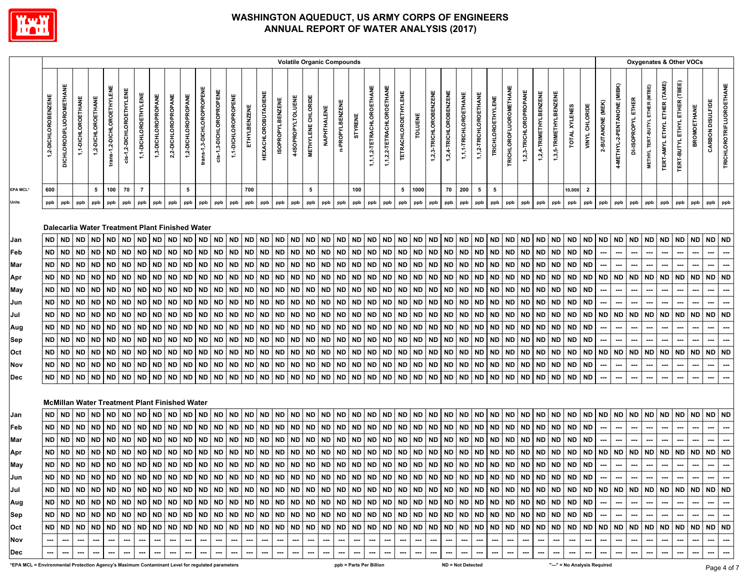# WASHINGTON AQUEDUCT, US ARMY CORPS OF ENGINEERS
# ANNUAL REPORT OF WATER ANALYSIS (2017)

| | Volatile Organic Compounds | | | | | | | | | | | | | | | | | | | | | | | | | | | | | | | | | | | | Oxygenates & Other VOCs | | | | | | | | |
|---|---|---|---|---|---|---|---|---|---|---|---|---|---|---|---|---|---|---|---|---|---|---|---|---|---|---|---|---|---|---|---|---|---|---|---|---|---|---|---|---|---|---|---|---|---|
| | 1,2-DICHLOROBENZENE | DICHLORODIFLUOROMETHANE | 1,1-DICHLOROETHANE | 1,2-DICHLOROETHANE | trans-1,2-DICHLOROETHYLENE | cis-1,2-DICHLOROETHYLENE | 1,1-DICHLOROETHYLENE | 1,3-DICHLOROPROPANE | 2,2-DICHLOROPROPANE | 1,2-DICHLOROPROPANE | trans-1,3-DICHLOROPROPENE | cis-1,3-DICHLOROPROPENE | 1,1-DICHLOROPROPENE | ETHYLBENZENE | HEXACHLOROBUTADIENE | ISOPROPYLBENZENE | 4-ISOPROPYLTOLUENE | METHYLENE CHLORIDE | NAPHTHALENE | n-PROPYLBENZENE | STYRENE | 1,1,1,2-TETRACHLOROETHANE | 1,1,2,2-TETRACHLOROETHANE | TETRACHLOROETHYLENE | TOLUENE | 1,2,3-TRICHLOROBENZENE | 1,2,4-TRICHLOROBENZENE | 1,1,1-TRICHLOROETHANE | 1,1,2-TRICHLOROETHANE | TRICHLOROETHYLENE | TRICHLOROFLUOROMETHANE | 1,2,3-TRICHLOROPROPANE | 1,2,4-TRIMETHYLBENZENE | 1,3,5-TRIMETHYLBENZENE | TOTAL XYLENES | VINYL CHLORIDE | 2-BUTANONE (MEK) | 4-METHYL-2-PENTANONE (MIBK) | DI-ISOPROPYL ETHER | METHYL TERT-BUTYL ETHER (MTBE) | TERT-AMYL ETHYL ETHER (TAME) | TERT-BUTYL ETHYL ETHER (TBEE) | BROMOETHANE | CARBON DISULFIDE | TRICHLOROTRIFLUOROETHANE |
| EPA MCL* | 600 | | | 5 | 100 | 70 | 7 | | | 5 | | | | 700 | | | | 5 | | | 100 | | | 5 | 1000 | | 70 | 200 | 5 | 5 | | | | | 10,000 | 2 | | | | | | | | | |
| Units | ppb | ppb | ppb | ppb | ppb | ppb | ppb | ppb | ppb | ppb | ppb | ppb | ppb | ppb | ppb | ppb | ppb | ppb | ppb | ppb | ppb | ppb | ppb | ppb | ppb | ppb | ppb | ppb | ppb | ppb | ppb | ppb | ppb | ppb | ppb | ppb | ppb | ppb | ppb | ppb | ppb | ppb | ppb | ppb | ppb |
| **Dalecarlia Water Treatment Plant Finished Water** | | | | | | | | | | | | | | | | | | | | | | | | | | | | | | | | | | | | | | | | | | | | | |
| Jan | ND | ND | ND | ND | ND | ND | ND | ND | ND | ND | ND | ND | ND | ND | ND | ND | ND | ND | ND | ND | ND | ND | ND | ND | ND | ND | ND | ND | ND | ND | ND | ND | ND | ND | ND | ND | ND | ND | ND | ND | ND | ND | ND | ND | ND |
| Feb | ND | ND | ND | ND | ND | ND | ND | ND | ND | ND | ND | ND | ND | ND | ND | ND | ND | ND | ND | ND | ND | ND | ND | ND | ND | ND | ND | ND | ND | ND | ND | ND | ND | ND | ND | ND | --- | --- | --- | --- | --- | --- | --- | --- | --- |
| Mar | ND | ND | ND | ND | ND | ND | ND | ND | ND | ND | ND | ND | ND | ND | ND | ND | ND | ND | ND | ND | ND | ND | ND | ND | ND | ND | ND | ND | ND | ND | ND | ND | ND | ND | ND | ND | --- | --- | --- | --- | --- | --- | --- | --- | --- |
| Apr | ND | ND | ND | ND | ND | ND | ND | ND | ND | ND | ND | ND | ND | ND | ND | ND | ND | ND | ND | ND | ND | ND | ND | ND | ND | ND | ND | ND | ND | ND | ND | ND | ND | ND | ND | ND | ND | ND | ND | ND | ND | ND | ND | ND | ND |
| May | ND | ND | ND | ND | ND | ND | ND | ND | ND | ND | ND | ND | ND | ND | ND | ND | ND | ND | ND | ND | ND | ND | ND | ND | ND | ND | ND | ND | ND | ND | ND | ND | ND | ND | ND | ND | --- | --- | --- | --- | --- | --- | --- | --- | --- |
| Jun | ND | ND | ND | ND | ND | ND | ND | ND | ND | ND | ND | ND | ND | ND | ND | ND | ND | ND | ND | ND | ND | ND | ND | ND | ND | ND | ND | ND | ND | ND | ND | ND | ND | ND | ND | ND | --- | --- | --- | --- | --- | --- | --- | --- | --- |
| Jul | ND | ND | ND | ND | ND | ND | ND | ND | ND | ND | ND | ND | ND | ND | ND | ND | ND | ND | ND | ND | ND | ND | ND | ND | ND | ND | ND | ND | ND | ND | ND | ND | ND | ND | ND | ND | ND | ND | ND | ND | ND | ND | ND | ND | ND |
| Aug | ND | ND | ND | ND | ND | ND | ND | ND | ND | ND | ND | ND | ND | ND | ND | ND | ND | ND | ND | ND | ND | ND | ND | ND | ND | ND | ND | ND | ND | ND | ND | ND | ND | ND | ND | ND | --- | --- | --- | --- | --- | --- | --- | --- | --- |
| Sep | ND | ND | ND | ND | ND | ND | ND | ND | ND | ND | ND | ND | ND | ND | ND | ND | ND | ND | ND | ND | ND | ND | ND | ND | ND | ND | ND | ND | ND | ND | ND | ND | ND | ND | ND | ND | --- | --- | --- | --- | --- | --- | --- | --- | --- |
| Oct | ND | ND | ND | ND | ND | ND | ND | ND | ND | ND | ND | ND | ND | ND | ND | ND | ND | ND | ND | ND | ND | ND | ND | ND | ND | ND | ND | ND | ND | ND | ND | ND | ND | ND | ND | ND | ND | ND | ND | ND | ND | ND | ND | ND | ND |
| Nov | ND | ND | ND | ND | ND | ND | ND | ND | ND | ND | ND | ND | ND | ND | ND | ND | ND | ND | ND | ND | ND | ND | ND | ND | ND | ND | ND | ND | ND | ND | ND | ND | ND | ND | ND | ND | --- | --- | --- | --- | --- | --- | --- | --- | --- |
| Dec | ND | ND | ND | ND | ND | ND | ND | ND | ND | ND | ND | ND | ND | ND | ND | ND | ND | ND | ND | ND | ND | ND | ND | ND | ND | ND | ND | ND | ND | ND | ND | ND | ND | ND | ND | ND | --- | --- | --- | --- | --- | --- | --- | --- | --- |
| **McMillan Water Treatment Plant Finished Water** | | | | | | | | | | | | | | | | | | | | | | | | | | | | | | | | | | | | | | | | | | | | | |
| Jan | ND | ND | ND | ND | ND | ND | ND | ND | ND | ND | ND | ND | ND | ND | ND | ND | ND | ND | ND | ND | ND | ND | ND | ND | ND | ND | ND | ND | ND | ND | ND | ND | ND | ND | ND | ND | ND | ND | ND | ND | ND | ND | ND | ND | ND |
| Feb | ND | ND | ND | ND | ND | ND | ND | ND | ND | ND | ND | ND | ND | ND | ND | ND | ND | ND | ND | ND | ND | ND | ND | ND | ND | ND | ND | ND | ND | ND | ND | ND | ND | ND | ND | ND | --- | --- | --- | --- | --- | --- | --- | --- | --- |
| Mar | ND | ND | ND | ND | ND | ND | ND | ND | ND | ND | ND | ND | ND | ND | ND | ND | ND | ND | ND | ND | ND | ND | ND | ND | ND | ND | ND | ND | ND | ND | ND | ND | ND | ND | ND | ND | --- | --- | --- | --- | --- | --- | --- | --- | --- |
| Apr | ND | ND | ND | ND | ND | ND | ND | ND | ND | ND | ND | ND | ND | ND | ND | ND | ND | ND | ND | ND | ND | ND | ND | ND | ND | ND | ND | ND | ND | ND | ND | ND | ND | ND | ND | ND | ND | ND | ND | ND | ND | ND | ND | ND | ND |
| May | ND | ND | ND | ND | ND | ND | ND | ND | ND | ND | ND | ND | ND | ND | ND | ND | ND | ND | ND | ND | ND | ND | ND | ND | ND | ND | ND | ND | ND | ND | ND | ND | ND | ND | ND | ND | --- | --- | --- | --- | --- | --- | --- | --- | --- |
| Jun | ND | ND | ND | ND | ND | ND | ND | ND | ND | ND | ND | ND | ND | ND | ND | ND | ND | ND | ND | ND | ND | ND | ND | ND | ND | ND | ND | ND | ND | ND | ND | ND | ND | ND | ND | ND | --- | --- | --- | --- | --- | --- | --- | --- | --- |
| Jul | ND | ND | ND | ND | ND | ND | ND | ND | ND | ND | ND | ND | ND | ND | ND | ND | ND | ND | ND | ND | ND | ND | ND | ND | ND | ND | ND | ND | ND | ND | ND | ND | ND | ND | ND | ND | ND | ND | ND | ND | ND | ND | ND | ND | ND |
| Aug | ND | ND | ND | ND | ND | ND | ND | ND | ND | ND | ND | ND | ND | ND | ND | ND | ND | ND | ND | ND | ND | ND | ND | ND | ND | ND | ND | ND | ND | ND | ND | ND | ND | ND | ND | ND | --- | --- | --- | --- | --- | --- | --- | --- | --- |
| Sep | ND | ND | ND | ND | ND | ND | ND | ND | ND | ND | ND | ND | ND | ND | ND | ND | ND | ND | ND | ND | ND | ND | ND | ND | ND | ND | ND | ND | ND | ND | ND | ND | ND | ND | ND | ND | --- | --- | --- | --- | --- | --- | --- | --- | --- |
| Oct | ND | ND | ND | ND | ND | ND | ND | ND | ND | ND | ND | ND | ND | ND | ND | ND | ND | ND | ND | ND | ND | ND | ND | ND | ND | ND | ND | ND | ND | ND | ND | ND | ND | ND | ND | ND | ND | ND | ND | ND | ND | ND | ND | ND | ND |
| Nov | --- | --- | --- | --- | --- | --- | --- | --- | --- | --- | --- | --- | --- | --- | --- | --- | --- | --- | --- | --- | --- | --- | --- | --- | --- | --- | --- | --- | --- | --- | --- | --- | --- | --- | --- | --- | --- | --- | --- | --- | --- | --- | --- | --- | --- |
| Dec | --- | --- | --- | --- | --- | --- | --- | --- | --- | --- | --- | --- | --- | --- | --- | --- | --- | --- | --- | --- | --- | --- | --- | --- | --- | --- | --- | --- | --- | --- | --- | --- | --- | --- | --- | --- | --- | --- | --- | --- | --- | --- | --- | --- | --- |

*EPA MCL = Environmental Protection Agency's Maximum Contaminant Level for regulated parameters

ppb = Parts Per Billion

ND = Not Detected

"---" = No Analysis Required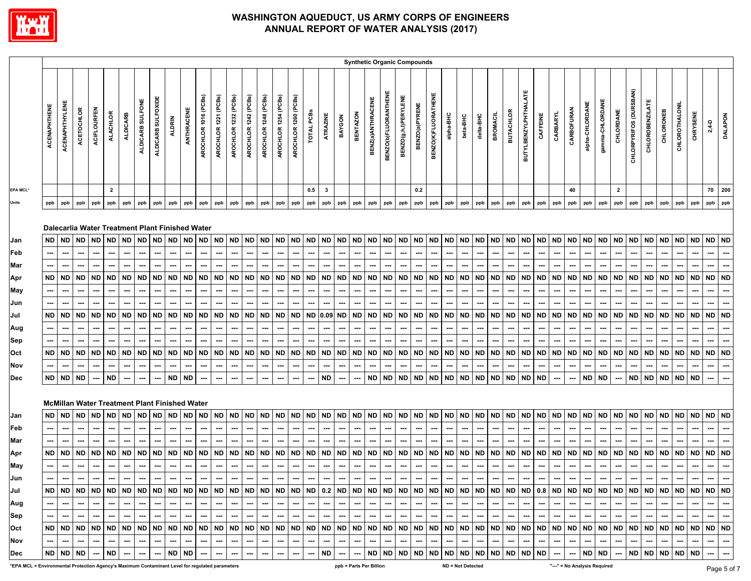# WASHINGTON AQUEDUCT, US ARMY CORPS OF ENGINEERS
# ANNUAL REPORT OF WATER ANALYSIS (2017)

| | Synthetic Organic Compounds | | | | | | | | | | | | | | | | | | | | | | | | | | | | | | | | | | | | | | | | | | | | |
|---|---|---|---|---|---|---|---|---|---|---|---|---|---|---|---|---|---|---|---|---|---|---|---|---|---|---|---|---|---|---|---|---|---|---|---|---|---|---|---|---|---|---|---|---|---|
| | ACENAPHTHENE | ACENAPHTHYLENE | ACETOCHLOR | ACIFLOURFEN | ALACHLOR | ALDICARB | ALDICARB SULFONE | ALDICARB SULFOXIDE | ALDRIN | ANTHRACENE | AROCHLOR 1016 (PCBs) | AROCHLOR 1221 (PCBs) | AROCHLOR 1232 (PCBs) | AROCHLOR 1242 (PCBs) | AROCHLOR 1248 (PCBs) | AROCHLOR 1254 (PCBs) | AROCHLOR 1260 (PCBs) | TOTAL PCBs | ATRAZINE | BAYGON | BENTAZON | BENZ(a)ANTHRACENE | BENZO(b)FLUORANTHENE | BENZO(g,h,i)PERYLENE | BENZO(a)PYRENE | BENZO(K)FLUORATHENE | alpha-BHC | beta-BHC | delta-BHC | BROMACIL | BUTACHLOR | BUTYLBENZYLPHTHALATE | CAFFEINE | CARBARYL | CARBOFURAN | alpha-CHLORDANE | gamma-CHLORDANE | CHLORDANE | CHLORPYRIFOS (DURSBAN) | CHLOROBENZILATE | CHLORONEB | CHLOROTHALONIL | CHRYSENE | 2,4-D | DALAPON |
| EPA MCL* | | | | | 2 | | | | | | | | | | | | | 0.5 | 3 | | | | | | 0.2 | | | | | | | | | | 40 | | | 2 | | | | | | 70 | 200 |
| Units | ppb | ppb | ppb | ppb | ppb | ppb | ppb | ppb | ppb | ppb | ppb | ppb | ppb | ppb | ppb | ppb | ppb | ppb | ppb | ppb | ppb | ppb | ppb | ppb | ppb | ppb | ppb | ppb | ppb | ppb | ppb | ppb | ppb | ppb | ppb | ppb | ppb | ppb | ppb | ppb | ppb | ppb | ppb | ppb | ppb |
| **Dalecarlia Water Treatment Plant Finished Water** | | | | | | | | | | | | | | | | | | | | | | | | | | | | | | | | | | | | | | | | | | | | | |
| Jan | ND | ND | ND | ND | ND | ND | ND | ND | ND | ND | ND | ND | ND | ND | ND | ND | ND | ND | ND | ND | ND | ND | ND | ND | ND | ND | ND | ND | ND | ND | ND | ND | ND | ND | ND | ND | ND | ND | ND | ND | ND | ND | ND | ND | ND |
| Feb | --- | --- | --- | --- | --- | --- | --- | --- | --- | --- | --- | --- | --- | --- | --- | --- | --- | --- | --- | --- | --- | --- | --- | --- | --- | --- | --- | --- | --- | --- | --- | --- | --- | --- | --- | --- | --- | --- | --- | --- | --- | --- | --- | --- | --- |
| Mar | --- | --- | --- | --- | --- | --- | --- | --- | --- | --- | --- | --- | --- | --- | --- | --- | --- | --- | --- | --- | --- | --- | --- | --- | --- | --- | --- | --- | --- | --- | --- | --- | --- | --- | --- | --- | --- | --- | --- | --- | --- | --- | --- | --- | --- |
| Apr | ND | ND | ND | ND | ND | ND | ND | ND | ND | ND | ND | ND | ND | ND | ND | ND | ND | ND | ND | ND | ND | ND | ND | ND | ND | ND | ND | ND | ND | ND | ND | ND | ND | ND | ND | ND | ND | ND | ND | ND | ND | ND | ND | ND | ND |
| May | --- | --- | --- | --- | --- | --- | --- | --- | --- | --- | --- | --- | --- | --- | --- | --- | --- | --- | --- | --- | --- | --- | --- | --- | --- | --- | --- | --- | --- | --- | --- | --- | --- | --- | --- | --- | --- | --- | --- | --- | --- | --- | --- | --- | --- |
| Jun | --- | --- | --- | --- | --- | --- | --- | --- | --- | --- | --- | --- | --- | --- | --- | --- | --- | --- | --- | --- | --- | --- | --- | --- | --- | --- | --- | --- | --- | --- | --- | --- | --- | --- | --- | --- | --- | --- | --- | --- | --- | --- | --- | --- | --- |
| Jul | ND | ND | ND | ND | ND | ND | ND | ND | ND | ND | ND | ND | ND | ND | ND | ND | ND | ND | 0.09 | ND | ND | ND | ND | ND | ND | ND | ND | ND | ND | ND | ND | ND | ND | ND | ND | ND | ND | ND | ND | ND | ND | ND | ND | ND | ND |
| Aug | --- | --- | --- | --- | --- | --- | --- | --- | --- | --- | --- | --- | --- | --- | --- | --- | --- | --- | --- | --- | --- | --- | --- | --- | --- | --- | --- | --- | --- | --- | --- | --- | --- | --- | --- | --- | --- | --- | --- | --- | --- | --- | --- | --- | --- |
| Sep | --- | --- | --- | --- | --- | --- | --- | --- | --- | --- | --- | --- | --- | --- | --- | --- | --- | --- | --- | --- | --- | --- | --- | --- | --- | --- | --- | --- | --- | --- | --- | --- | --- | --- | --- | --- | --- | --- | --- | --- | --- | --- | --- | --- | --- |
| Oct | ND | ND | ND | ND | ND | ND | ND | ND | ND | ND | ND | ND | ND | ND | ND | ND | ND | ND | ND | ND | ND | ND | ND | ND | ND | ND | ND | ND | ND | ND | ND | ND | ND | ND | ND | ND | ND | ND | ND | ND | ND | ND | ND | ND | ND |
| Nov | --- | --- | --- | --- | --- | --- | --- | --- | --- | --- | --- | --- | --- | --- | --- | --- | --- | --- | --- | --- | --- | --- | --- | --- | --- | --- | --- | --- | --- | --- | --- | --- | --- | --- | --- | --- | --- | --- | --- | --- | --- | --- | --- | --- | --- |
| Dec | ND | ND | ND | --- | ND | --- | --- | --- | ND | ND | --- | --- | --- | --- | --- | --- | --- | --- | ND | --- | --- | ND | ND | ND | ND | ND | ND | ND | ND | ND | ND | ND | ND | --- | --- | ND | ND | --- | ND | ND | ND | ND | ND | --- | --- |
| **McMillan Water Treatment Plant Finished Water** | | | | | | | | | | | | | | | | | | | | | | | | | | | | | | | | | | | | | | | | | | | | | |
| Jan | ND | ND | ND | ND | ND | ND | ND | ND | ND | ND | ND | ND | ND | ND | ND | ND | ND | ND | ND | ND | ND | ND | ND | ND | ND | ND | ND | ND | ND | ND | ND | ND | ND | ND | ND | ND | ND | ND | ND | ND | ND | ND | ND | ND | ND |
| Feb | --- | --- | --- | --- | --- | --- | --- | --- | --- | --- | --- | --- | --- | --- | --- | --- | --- | --- | --- | --- | --- | --- | --- | --- | --- | --- | --- | --- | --- | --- | --- | --- | --- | --- | --- | --- | --- | --- | --- | --- | --- | --- | --- | --- | --- |
| Mar | --- | --- | --- | --- | --- | --- | --- | --- | --- | --- | --- | --- | --- | --- | --- | --- | --- | --- | --- | --- | --- | --- | --- | --- | --- | --- | --- | --- | --- | --- | --- | --- | --- | --- | --- | --- | --- | --- | --- | --- | --- | --- | --- | --- | --- |
| Apr | ND | ND | ND | ND | ND | ND | ND | ND | ND | ND | ND | ND | ND | ND | ND | ND | ND | ND | ND | ND | ND | ND | ND | ND | ND | ND | ND | ND | ND | ND | ND | ND | ND | ND | ND | ND | ND | ND | ND | ND | ND | ND | ND | ND | ND |
| May | --- | --- | --- | --- | --- | --- | --- | --- | --- | --- | --- | --- | --- | --- | --- | --- | --- | --- | --- | --- | --- | --- | --- | --- | --- | --- | --- | --- | --- | --- | --- | --- | --- | --- | --- | --- | --- | --- | --- | --- | --- | --- | --- | --- | --- |
| Jun | --- | --- | --- | --- | --- | --- | --- | --- | --- | --- | --- | --- | --- | --- | --- | --- | --- | --- | --- | --- | --- | --- | --- | --- | --- | --- | --- | --- | --- | --- | --- | --- | --- | --- | --- | --- | --- | --- | --- | --- | --- | --- | --- | --- | --- |
| Jul | ND | ND | ND | ND | ND | ND | ND | ND | ND | ND | ND | ND | ND | ND | ND | ND | ND | ND | 0.2 | ND | ND | ND | ND | ND | ND | ND | ND | ND | ND | ND | ND | ND | 0.8 | ND | ND | ND | ND | ND | ND | ND | ND | ND | ND | ND | ND |
| Aug | --- | --- | --- | --- | --- | --- | --- | --- | --- | --- | --- | --- | --- | --- | --- | --- | --- | --- | --- | --- | --- | --- | --- | --- | --- | --- | --- | --- | --- | --- | --- | --- | --- | --- | --- | --- | --- | --- | --- | --- | --- | --- | --- | --- | --- |
| Sep | --- | --- | --- | --- | --- | --- | --- | --- | --- | --- | --- | --- | --- | --- | --- | --- | --- | --- | --- | --- | --- | --- | --- | --- | --- | --- | --- | --- | --- | --- | --- | --- | --- | --- | --- | --- | --- | --- | --- | --- | --- | --- | --- | --- | --- |
| Oct | ND | ND | ND | ND | ND | ND | ND | ND | ND | ND | ND | ND | ND | ND | ND | ND | ND | ND | ND | ND | ND | ND | ND | ND | ND | ND | ND | ND | ND | ND | ND | ND | ND | ND | ND | ND | ND | ND | ND | ND | ND | ND | ND | ND | ND |
| Nov | --- | --- | --- | --- | --- | --- | --- | --- | --- | --- | --- | --- | --- | --- | --- | --- | --- | --- | --- | --- | --- | --- | --- | --- | --- | --- | --- | --- | --- | --- | --- | --- | --- | --- | --- | --- | --- | --- | --- | --- | --- | --- | --- | --- | --- |
| Dec | ND | ND | ND | --- | ND | --- | --- | --- | ND | ND | --- | --- | --- | --- | --- | --- | --- | --- | ND | --- | --- | ND | ND | ND | ND | ND | ND | ND | ND | ND | ND | ND | ND | --- | --- | ND | ND | --- | ND | ND | ND | ND | ND | --- | --- |

*EPA MCL = Environmental Protection Agency's Maximum Contaminant Level for regulated parameters

ppb = Parts Per Billion

ND = Not Detected

"---" = No Analysis Required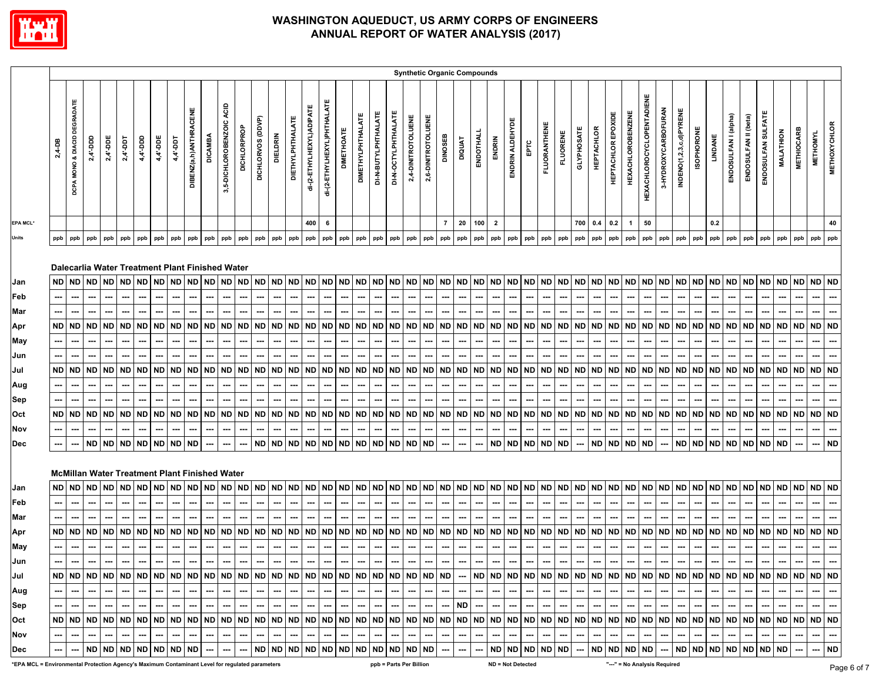# WASHINGTON AQUEDUCT, US ARMY CORPS OF ENGINEERS
# ANNUAL REPORT OF WATER ANALYSIS (2017)

## Synthetic Organic Compounds

| | 2,4-DB | DCPA MONO & DIACID DEGRADATE | 2,4'-DDD | 2,4'-DDE | 2,4'-DDT | 4,4'-DDD | 4,4'-DDE | 4,4'-DDT | DIBENZ(a,h)ANTHRACENE | DICAMBA | 3,5-DICHLOROBENZOIC ACID | DICHLORPROP | DICHLORVOS (DDVP) | DIELDRIN | DIETHYLPHTHALATE | di-(2-ETHYLHEXYL)ADIPATE | di-(2-ETHYLHEXYL)PHTHALATE | DIMETHOATE | DIMETHYLPHTHALATE | DI-N-BUTYLPHTHALATE | DI-N-OCTYLPHTHALATE | 2,4-DINITROTOLUENE | 2,6-DINITROTOLUENE | DINOSEB | DIQUAT | ENDOTHALL | ENDRIN | ENDRIN ALDEHYDE | EPTC | FLUORANTHENE | FLUORENE | GLYPHOSATE | HEPTACHLOR | HEPTACHLOR EPOXIDE | HEXACHLOROBENZENE | HEXACHLOROCYCLOPENTADIENE | 3-HYDROXYCARBOFURAN | INDENO(1,2,3,c,d)PYRENE | ISOPHORONE | LINDANE | ENDOSULFAN I (alpha) | ENDOSULFAN II (beta) | ENDOSULFAN SULFATE | MALATHION | METHIOCARB | METHOMYL | METHOXYCHLOR |
|---|---|---|---|---|---|---|---|---|---|---|---|---|---|---|---|---|---|---|---|---|---|---|---|---|---|---|---|---|---|---|---|---|---|---|---|---|---|---|---|---|---|---|---|---|---|---|---|
| EPA MCL* | | | | | | | | | | | | | | | | 400 | 6 | | | | | | | 7 | 20 | 100 | 2 | | | | | 700 | 0.4 | 0.2 | 1 | 50 | | | | 0.2 | | | | | | | 40 |
| Units | ppb | ppb | ppb | ppb | ppb | ppb | ppb | ppb | ppb | ppb | ppb | ppb | ppb | ppb | ppb | ppb | ppb | ppb | ppb | ppb | ppb | ppb | ppb | ppb | ppb | ppb | ppb | ppb | ppb | ppb | ppb | ppb | ppb | ppb | ppb | ppb | ppb | ppb | ppb | ppb | ppb | ppb | ppb | ppb | ppb | ppb | ppb |
| **Dalecarlia Water Treatment Plant Finished Water** | | | | | | | | | | | | | | | | | | | | | | | | | | | | | | | | | | | | | | | | | | | | | | | |
| Jan | ND | ND | ND | ND | ND | ND | ND | ND | ND | ND | ND | ND | ND | ND | ND | ND | ND | ND | ND | ND | ND | ND | ND | ND | ND | ND | ND | ND | ND | ND | ND | ND | ND | ND | ND | ND | ND | ND | ND | ND | ND | ND | ND | ND | ND | ND | ND |
| Feb | --- | --- | --- | --- | --- | --- | --- | --- | --- | --- | --- | --- | --- | --- | --- | --- | --- | --- | --- | --- | --- | --- | --- | --- | --- | --- | --- | --- | --- | --- | --- | --- | --- | --- | --- | --- | --- | --- | --- | --- | --- | --- | --- | --- | --- | --- | --- |
| Mar | --- | --- | --- | --- | --- | --- | --- | --- | --- | --- | --- | --- | --- | --- | --- | --- | --- | --- | --- | --- | --- | --- | --- | --- | --- | --- | --- | --- | --- | --- | --- | --- | --- | --- | --- | --- | --- | --- | --- | --- | --- | --- | --- | --- | --- | --- | --- |
| Apr | ND | ND | ND | ND | ND | ND | ND | ND | ND | ND | ND | ND | ND | ND | ND | ND | ND | ND | ND | ND | ND | ND | ND | ND | ND | ND | ND | ND | ND | ND | ND | ND | ND | ND | ND | ND | ND | ND | ND | ND | ND | ND | ND | ND | ND | ND | ND |
| May | --- | --- | --- | --- | --- | --- | --- | --- | --- | --- | --- | --- | --- | --- | --- | --- | --- | --- | --- | --- | --- | --- | --- | --- | --- | --- | --- | --- | --- | --- | --- | --- | --- | --- | --- | --- | --- | --- | --- | --- | --- | --- | --- | --- | --- | --- | --- |
| Jun | --- | --- | --- | --- | --- | --- | --- | --- | --- | --- | --- | --- | --- | --- | --- | --- | --- | --- | --- | --- | --- | --- | --- | --- | --- | --- | --- | --- | --- | --- | --- | --- | --- | --- | --- | --- | --- | --- | --- | --- | --- | --- | --- | --- | --- | --- | --- |
| Jul | ND | ND | ND | ND | ND | ND | ND | ND | ND | ND | ND | ND | ND | ND | ND | ND | ND | ND | ND | ND | ND | ND | ND | ND | ND | ND | ND | ND | ND | ND | ND | ND | ND | ND | ND | ND | ND | ND | ND | ND | ND | ND | ND | ND | ND | ND | ND |
| Aug | --- | --- | --- | --- | --- | --- | --- | --- | --- | --- | --- | --- | --- | --- | --- | --- | --- | --- | --- | --- | --- | --- | --- | --- | --- | --- | --- | --- | --- | --- | --- | --- | --- | --- | --- | --- | --- | --- | --- | --- | --- | --- | --- | --- | --- | --- | --- |
| Sep | --- | --- | --- | --- | --- | --- | --- | --- | --- | --- | --- | --- | --- | --- | --- | --- | --- | --- | --- | --- | --- | --- | --- | --- | --- | --- | --- | --- | --- | --- | --- | --- | --- | --- | --- | --- | --- | --- | --- | --- | --- | --- | --- | --- | --- | --- | --- |
| Oct | ND | ND | ND | ND | ND | ND | ND | ND | ND | ND | ND | ND | ND | ND | ND | ND | ND | ND | ND | ND | ND | ND | ND | ND | ND | ND | ND | ND | ND | ND | ND | ND | ND | ND | ND | ND | ND | ND | ND | ND | ND | ND | ND | ND | ND | ND | ND |
| Nov | --- | --- | --- | --- | --- | --- | --- | --- | --- | --- | --- | --- | --- | --- | --- | --- | --- | --- | --- | --- | --- | --- | --- | --- | --- | --- | --- | --- | --- | --- | --- | --- | --- | --- | --- | --- | --- | --- | --- | --- | --- | --- | --- | --- | --- | --- | --- |
| Dec | --- | --- | ND | ND | ND | ND | ND | ND | ND | --- | --- | --- | ND | ND | ND | ND | ND | ND | ND | ND | ND | ND | ND | --- | --- | --- | ND | ND | ND | ND | ND | --- | ND | ND | ND | ND | --- | ND | ND | ND | ND | ND | ND | ND | --- | --- | ND |
| **McMillan Water Treatment Plant Finished Water** | | | | | | | | | | | | | | | | | | | | | | | | | | | | | | | | | | | | | | | | | | | | | | | |
| Jan | ND | ND | ND | ND | ND | ND | ND | ND | ND | ND | ND | ND | ND | ND | ND | ND | ND | ND | ND | ND | ND | ND | ND | ND | ND | ND | ND | ND | ND | ND | ND | ND | ND | ND | ND | ND | ND | ND | ND | ND | ND | ND | ND | ND | ND | ND | ND |
| Feb | --- | --- | --- | --- | --- | --- | --- | --- | --- | --- | --- | --- | --- | --- | --- | --- | --- | --- | --- | --- | --- | --- | --- | --- | --- | --- | --- | --- | --- | --- | --- | --- | --- | --- | --- | --- | --- | --- | --- | --- | --- | --- | --- | --- | --- | --- | --- |
| Mar | --- | --- | --- | --- | --- | --- | --- | --- | --- | --- | --- | --- | --- | --- | --- | --- | --- | --- | --- | --- | --- | --- | --- | --- | --- | --- | --- | --- | --- | --- | --- | --- | --- | --- | --- | --- | --- | --- | --- | --- | --- | --- | --- | --- | --- | --- | --- |
| Apr | ND | ND | ND | ND | ND | ND | ND | ND | ND | ND | ND | ND | ND | ND | ND | ND | ND | ND | ND | ND | ND | ND | ND | ND | ND | ND | ND | ND | ND | ND | ND | ND | ND | ND | ND | ND | ND | ND | ND | ND | ND | ND | ND | ND | ND | ND | ND |
| May | --- | --- | --- | --- | --- | --- | --- | --- | --- | --- | --- | --- | --- | --- | --- | --- | --- | --- | --- | --- | --- | --- | --- | --- | --- | --- | --- | --- | --- | --- | --- | --- | --- | --- | --- | --- | --- | --- | --- | --- | --- | --- | --- | --- | --- | --- | --- |
| Jun | --- | --- | --- | --- | --- | --- | --- | --- | --- | --- | --- | --- | --- | --- | --- | --- | --- | --- | --- | --- | --- | --- | --- | --- | --- | --- | --- | --- | --- | --- | --- | --- | --- | --- | --- | --- | --- | --- | --- | --- | --- | --- | --- | --- | --- | --- | --- |
| Jul | ND | ND | ND | ND | ND | ND | ND | ND | ND | ND | ND | ND | ND | ND | ND | ND | ND | ND | ND | ND | ND | ND | ND | ND | --- | ND | ND | ND | ND | ND | ND | ND | ND | ND | ND | ND | ND | ND | ND | ND | ND | ND | ND | ND | ND | ND | ND |
| Aug | --- | --- | --- | --- | --- | --- | --- | --- | --- | --- | --- | --- | --- | --- | --- | --- | --- | --- | --- | --- | --- | --- | --- | --- | --- | --- | --- | --- | --- | --- | --- | --- | --- | --- | --- | --- | --- | --- | --- | --- | --- | --- | --- | --- | --- | --- | --- |
| Sep | --- | --- | --- | --- | --- | --- | --- | --- | --- | --- | --- | --- | --- | --- | --- | --- | --- | --- | --- | --- | --- | --- | --- | --- | ND | --- | --- | --- | --- | --- | --- | --- | --- | --- | --- | --- | --- | --- | --- | --- | --- | --- | --- | --- | --- | --- | --- |
| Oct | ND | ND | ND | ND | ND | ND | ND | ND | ND | ND | ND | ND | ND | ND | ND | ND | ND | ND | ND | ND | ND | ND | ND | ND | ND | ND | ND | ND | ND | ND | ND | ND | ND | ND | ND | ND | ND | ND | ND | ND | ND | ND | ND | ND | ND | ND | ND |
| Nov | --- | --- | --- | --- | --- | --- | --- | --- | --- | --- | --- | --- | --- | --- | --- | --- | --- | --- | --- | --- | --- | --- | --- | --- | --- | --- | --- | --- | --- | --- | --- | --- | --- | --- | --- | --- | --- | --- | --- | --- | --- | --- | --- | --- | --- | --- | --- |
| Dec | --- | --- | ND | ND | ND | ND | ND | ND | ND | --- | --- | --- | ND | ND | ND | ND | ND | ND | ND | ND | ND | ND | ND | --- | --- | --- | ND | ND | ND | ND | ND | --- | ND | ND | ND | ND | --- | ND | ND | ND | ND | ND | ND | ND | --- | --- | ND |

*EPA MCL = Environmental Protection Agency's Maximum Contaminant Level for regulated parameters

ppb = Parts Per Billion

ND = Not Detected

"---" = No Analysis Required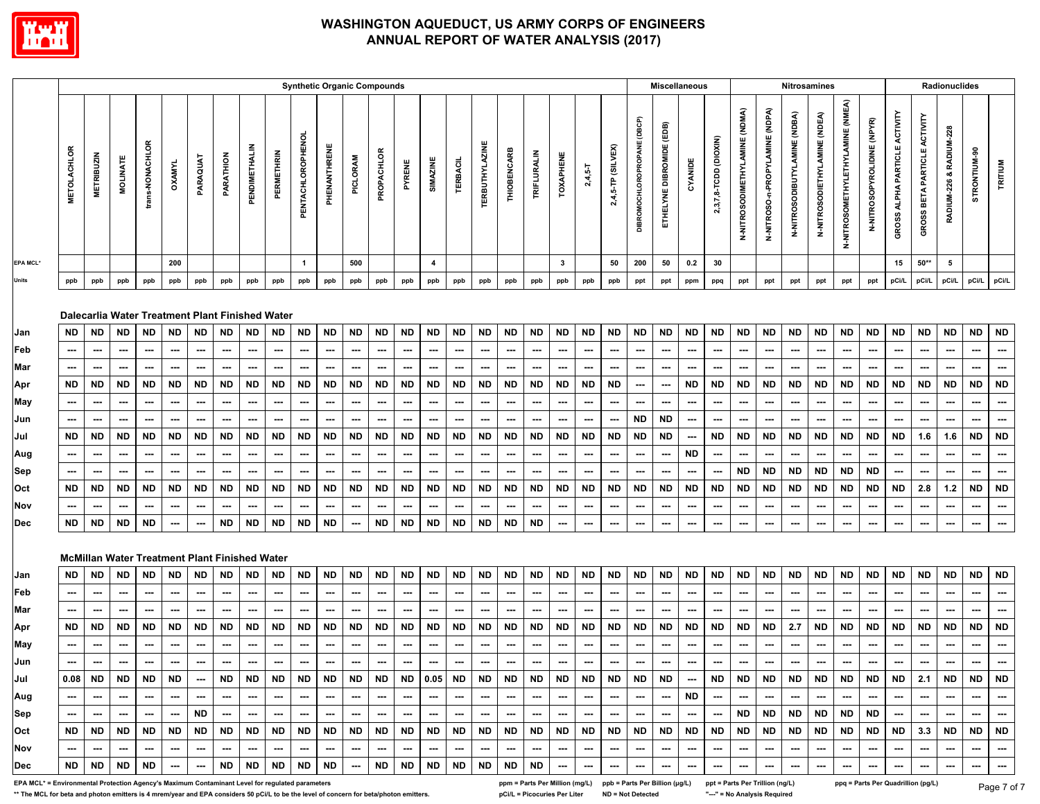# WASHINGTON AQUEDUCT, US ARMY CORPS OF ENGINEERS
# ANNUAL REPORT OF WATER ANALYSIS (2017)

| | Synthetic Organic Compounds | | | | | | | | | | | | | | | | | | | | | | Miscellaneous | | | | Nitrosamines | | | | | | Radionuclides | | | | |
|---|---|---|---|---|---|---|---|---|---|---|---|---|---|---|---|---|---|---|---|---|---|---|---|---|---|---|---|---|---|---|---|---|---|---|---|---|---|
| | METOLACHLOR | METRIBUZIN | MOLINATE | trans-NONACHLOR | OXAMYL | PARAQUAT | PARATHION | PENDIMETHALIN | PERMETHRIN | PENTACHLOROPHENOL | PHENANTHRENE | PICLORAM | PROPACHLOR | PYRENE | SIMAZINE | TERBACIL | TERBUTHYLAZINE | THIOBENCARB | TRIFLURALIN | TOXAPHENE | 2,4,5-T | 2,4,5-TP (SILVEX) | DIBROMOCHLOROPROPANE (DBCP) | ETHELYNE DIBROMIDE (EDB) | CYANIDE | 2,3,7,8-TCDD (DIOXIN) | N-NITROSODIMETHYLAMINE (NDMA) | N-NITROSO-n-PROPYLAMINE (NDPA) | N-NITROSODIBUTYLAMINE (NDBA) | N-NITROSODIETHYLAMINE (NDEA) | N-NITROSOMETHYLETHYLAMINE (NMEA) | N-NITROSOPYROLIDINE (NPYR) | GROSS ALPHA PARTICLE ACTIVITY | GROSS BETA PARTICLE ACTIVITY | RADIUM-226 & RADIUM-228 | STRONTIUM-90 | TRITIUM |
| EPA MCL* | | | | | 200 | | | | | 1 | | 500 | | | 4 | | | | | 3 | | 50 | 200 | 50 | 0.2 | 30 | | | | | | | 15 | 50** | 5 | | |
| Units | ppb | ppb | ppb | ppb | ppb | ppb | ppb | ppb | ppb | ppb | ppb | ppb | ppb | ppb | ppb | ppb | ppb | ppb | ppb | ppb | ppb | ppb | ppt | ppt | ppm | ppq | ppt | ppt | ppt | ppt | ppt | ppt | pCi/L | pCi/L | pCi/L | pCi/L | pCi/L |
| **Dalecarlia Water Treatment Plant Finished Water** | | | | | | | | | | | | | | | | | | | | | | | | | | | | | | | | | | | | | |
| Jan | ND | ND | ND | ND | ND | ND | ND | ND | ND | ND | ND | ND | ND | ND | ND | ND | ND | ND | ND | ND | ND | ND | ND | ND | ND | ND | ND | ND | ND | ND | ND | ND | ND | ND | ND | ND | ND |
| Feb | --- | --- | --- | --- | --- | --- | --- | --- | --- | --- | --- | --- | --- | --- | --- | --- | --- | --- | --- | --- | --- | --- | --- | --- | --- | --- | --- | --- | --- | --- | --- | --- | --- | --- | --- | --- | --- |
| Mar | --- | --- | --- | --- | --- | --- | --- | --- | --- | --- | --- | --- | --- | --- | --- | --- | --- | --- | --- | --- | --- | --- | --- | --- | --- | --- | --- | --- | --- | --- | --- | --- | --- | --- | --- | --- | --- |
| Apr | ND | ND | ND | ND | ND | ND | ND | ND | ND | ND | ND | ND | ND | ND | ND | ND | ND | ND | ND | ND | ND | ND | --- | --- | ND | ND | ND | ND | ND | ND | ND | ND | ND | ND | ND | ND | ND |
| May | --- | --- | --- | --- | --- | --- | --- | --- | --- | --- | --- | --- | --- | --- | --- | --- | --- | --- | --- | --- | --- | --- | --- | --- | --- | --- | --- | --- | --- | --- | --- | --- | --- | --- | --- | --- | --- |
| Jun | --- | --- | --- | --- | --- | --- | --- | --- | --- | --- | --- | --- | --- | --- | --- | --- | --- | --- | --- | --- | --- | --- | ND | ND | --- | --- | --- | --- | --- | --- | --- | --- | --- | --- | --- | --- | --- |
| Jul | ND | ND | ND | ND | ND | ND | ND | ND | ND | ND | ND | ND | ND | ND | ND | ND | ND | ND | ND | ND | ND | ND | ND | ND | --- | ND | ND | ND | ND | ND | ND | ND | ND | 1.6 | 1.6 | ND | ND |
| Aug | --- | --- | --- | --- | --- | --- | --- | --- | --- | --- | --- | --- | --- | --- | --- | --- | --- | --- | --- | --- | --- | --- | --- | --- | ND | --- | --- | --- | --- | --- | --- | --- | --- | --- | --- | --- | --- |
| Sep | --- | --- | --- | --- | --- | --- | --- | --- | --- | --- | --- | --- | --- | --- | --- | --- | --- | --- | --- | --- | --- | --- | --- | --- | --- | --- | ND | ND | ND | ND | ND | ND | --- | --- | --- | --- | --- |
| Oct | ND | ND | ND | ND | ND | ND | ND | ND | ND | ND | ND | ND | ND | ND | ND | ND | ND | ND | ND | ND | ND | ND | ND | ND | ND | ND | ND | ND | ND | ND | ND | ND | ND | 2.8 | 1.2 | ND | ND |
| Nov | --- | --- | --- | --- | --- | --- | --- | --- | --- | --- | --- | --- | --- | --- | --- | --- | --- | --- | --- | --- | --- | --- | --- | --- | --- | --- | --- | --- | --- | --- | --- | --- | --- | --- | --- | --- | --- |
| Dec | ND | ND | ND | ND | --- | --- | ND | ND | ND | ND | ND | --- | ND | ND | ND | ND | ND | ND | ND | --- | --- | --- | --- | --- | --- | --- | --- | --- | --- | --- | --- | --- | --- | --- | --- | --- | --- |
| **McMillan Water Treatment Plant Finished Water** | | | | | | | | | | | | | | | | | | | | | | | | | | | | | | | | | | | | | |
| Jan | ND | ND | ND | ND | ND | ND | ND | ND | ND | ND | ND | ND | ND | ND | ND | ND | ND | ND | ND | ND | ND | ND | ND | ND | ND | ND | ND | ND | ND | ND | ND | ND | ND | ND | ND | ND | ND |
| Feb | --- | --- | --- | --- | --- | --- | --- | --- | --- | --- | --- | --- | --- | --- | --- | --- | --- | --- | --- | --- | --- | --- | --- | --- | --- | --- | --- | --- | --- | --- | --- | --- | --- | --- | --- | --- | --- |
| Mar | --- | --- | --- | --- | --- | --- | --- | --- | --- | --- | --- | --- | --- | --- | --- | --- | --- | --- | --- | --- | --- | --- | --- | --- | --- | --- | --- | --- | --- | --- | --- | --- | --- | --- | --- | --- | --- |
| Apr | ND | ND | ND | ND | ND | ND | ND | ND | ND | ND | ND | ND | ND | ND | ND | ND | ND | ND | ND | ND | ND | ND | ND | ND | ND | ND | ND | ND | 2.7 | ND | ND | ND | ND | ND | ND | ND | ND |
| May | --- | --- | --- | --- | --- | --- | --- | --- | --- | --- | --- | --- | --- | --- | --- | --- | --- | --- | --- | --- | --- | --- | --- | --- | --- | --- | --- | --- | --- | --- | --- | --- | --- | --- | --- | --- | --- |
| Jun | --- | --- | --- | --- | --- | --- | --- | --- | --- | --- | --- | --- | --- | --- | --- | --- | --- | --- | --- | --- | --- | --- | --- | --- | --- | --- | --- | --- | --- | --- | --- | --- | --- | --- | --- | --- | --- |
| Jul | 0.08 | ND | ND | ND | ND | --- | ND | ND | ND | ND | ND | ND | ND | ND | 0.05 | ND | ND | ND | ND | ND | ND | ND | ND | ND | --- | ND | ND | ND | ND | ND | ND | ND | ND | 2.1 | ND | ND | ND |
| Aug | --- | --- | --- | --- | --- | --- | --- | --- | --- | --- | --- | --- | --- | --- | --- | --- | --- | --- | --- | --- | --- | --- | --- | --- | ND | --- | --- | --- | --- | --- | --- | --- | --- | --- | --- | --- | --- |
| Sep | --- | --- | --- | --- | --- | ND | --- | --- | --- | --- | --- | --- | --- | --- | --- | --- | --- | --- | --- | --- | --- | --- | --- | --- | --- | --- | ND | ND | ND | ND | ND | ND | --- | --- | --- | --- | --- |
| Oct | ND | ND | ND | ND | ND | ND | ND | ND | ND | ND | ND | ND | ND | ND | ND | ND | ND | ND | ND | ND | ND | ND | ND | ND | ND | ND | ND | ND | ND | ND | ND | ND | ND | 3.3 | ND | ND | ND |
| Nov | --- | --- | --- | --- | --- | --- | --- | --- | --- | --- | --- | --- | --- | --- | --- | --- | --- | --- | --- | --- | --- | --- | --- | --- | --- | --- | --- | --- | --- | --- | --- | --- | --- | --- | --- | --- | --- |
| Dec | ND | ND | ND | ND | --- | --- | ND | ND | ND | ND | ND | --- | ND | ND | ND | ND | ND | ND | ND | --- | --- | --- | --- | --- | --- | --- | --- | --- | --- | --- | --- | --- | --- | --- | --- | --- | --- |

EPA MCL* = Environmental Protection Agency's Maximum Contaminant Level for regulated parameters

** The MCL for beta and photon emitters is 4 mrem/year and EPA considers 50 pCi/L to be the level of concern for beta/photon emitters.

ppm = Parts Per Million (mg/L) ppb = Parts Per Billion (µg/L) ppt = Parts Per Trillion (ng/L) ppq = Parts Per Quadrillion (pg/L)

pCi/L = Picocuries Per Liter ND = Not Detected "---" = No Analysis Required